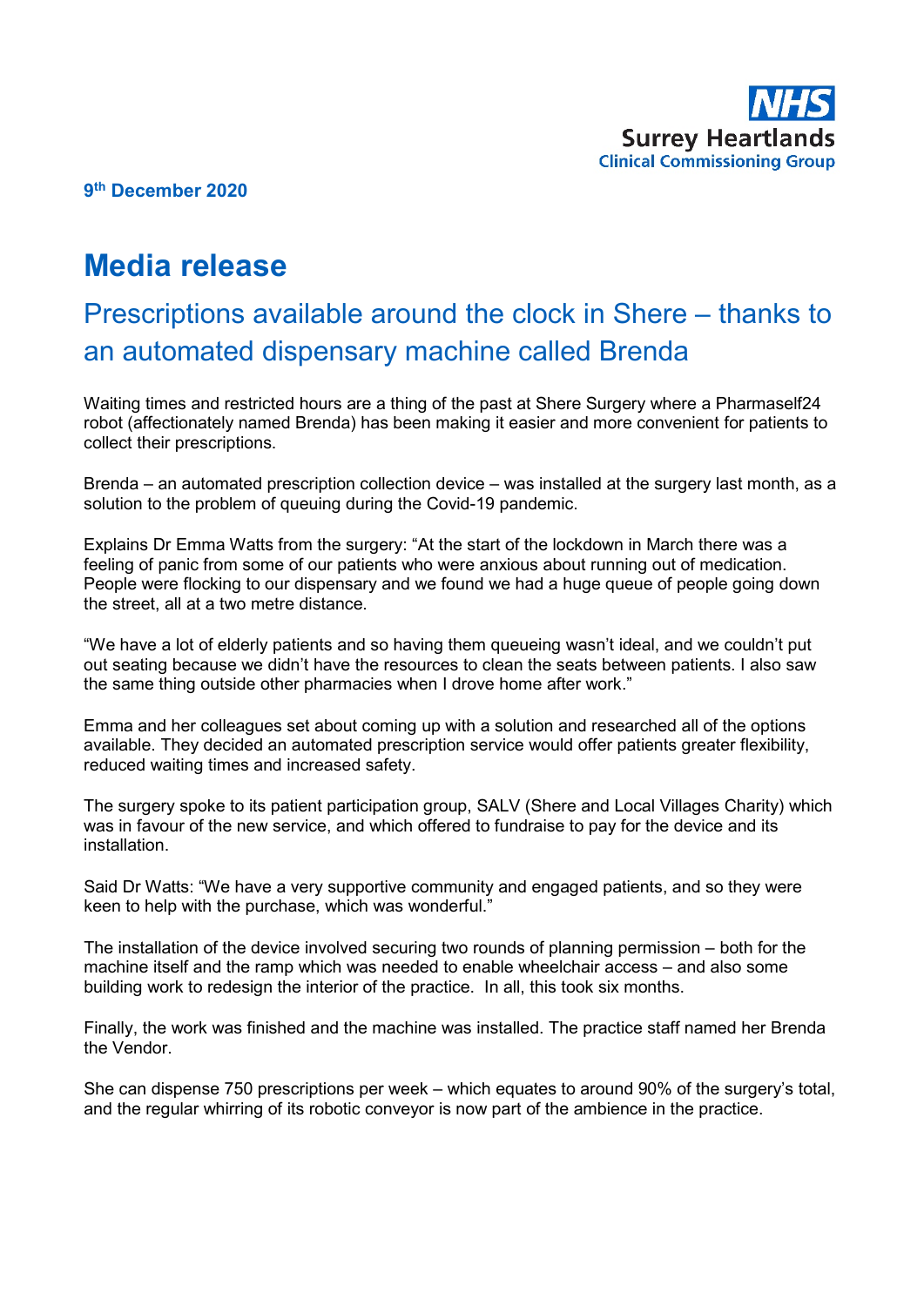NHS
Surrey Heartlands
Clinical Commissioning Group

**9th December 2020**

# Media release

## Prescriptions available around the clock in Shere – thanks to an automated dispensary machine called Brenda

Waiting times and restricted hours are a thing of the past at Shere Surgery where a Pharmaself24 robot (affectionately named Brenda) has been making it easier and more convenient for patients to collect their prescriptions.

Brenda – an automated prescription collection device – was installed at the surgery last month, as a solution to the problem of queuing during the Covid-19 pandemic.

Explains Dr Emma Watts from the surgery: "At the start of the lockdown in March there was a feeling of panic from some of our patients who were anxious about running out of medication. People were flocking to our dispensary and we found we had a huge queue of people going down the street, all at a two metre distance.

"We have a lot of elderly patients and so having them queueing wasn't ideal, and we couldn't put out seating because we didn't have the resources to clean the seats between patients. I also saw the same thing outside other pharmacies when I drove home after work."

Emma and her colleagues set about coming up with a solution and researched all of the options available. They decided an automated prescription service would offer patients greater flexibility, reduced waiting times and increased safety.

The surgery spoke to its patient participation group, SALV (Shere and Local Villages Charity) which was in favour of the new service, and which offered to fundraise to pay for the device and its installation.

Said Dr Watts: "We have a very supportive community and engaged patients, and so they were keen to help with the purchase, which was wonderful."

The installation of the device involved securing two rounds of planning permission – both for the machine itself and the ramp which was needed to enable wheelchair access – and also some building work to redesign the interior of the practice. In all, this took six months.

Finally, the work was finished and the machine was installed. The practice staff named her Brenda the Vendor.

She can dispense 750 prescriptions per week – which equates to around 90% of the surgery's total, and the regular whirring of its robotic conveyor is now part of the ambience in the practice.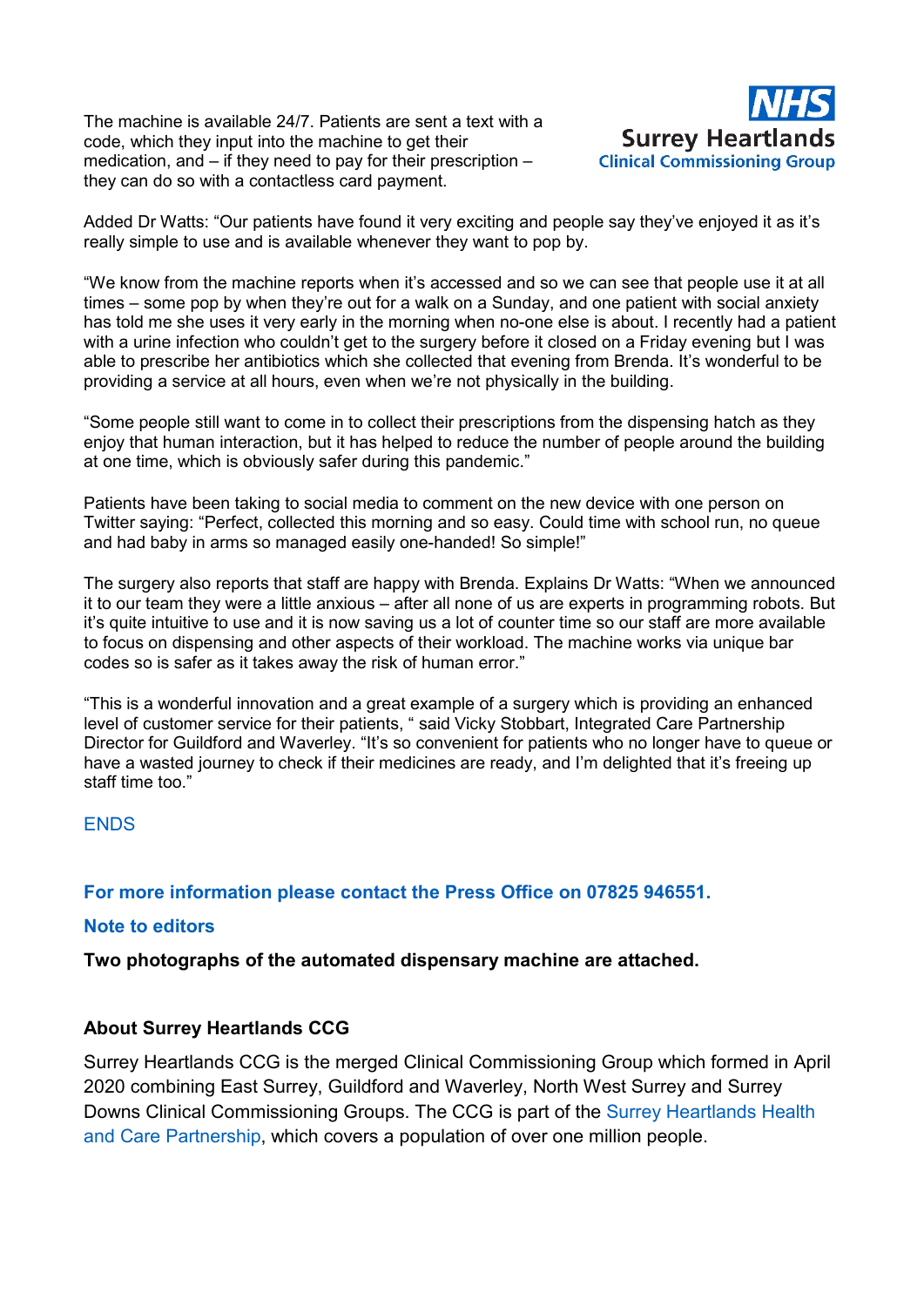The machine is available 24/7. Patients are sent a text with a code, which they input into the machine to get their medication, and – if they need to pay for their prescription – they can do so with a contactless card payment.

Added Dr Watts: "Our patients have found it very exciting and people say they've enjoyed it as it's really simple to use and is available whenever they want to pop by.

"We know from the machine reports when it's accessed and so we can see that people use it at all times – some pop by when they're out for a walk on a Sunday, and one patient with social anxiety has told me she uses it very early in the morning when no-one else is about. I recently had a patient with a urine infection who couldn't get to the surgery before it closed on a Friday evening but I was able to prescribe her antibiotics which she collected that evening from Brenda. It's wonderful to be providing a service at all hours, even when we're not physically in the building.

"Some people still want to come in to collect their prescriptions from the dispensing hatch as they enjoy that human interaction, but it has helped to reduce the number of people around the building at one time, which is obviously safer during this pandemic."

Patients have been taking to social media to comment on the new device with one person on Twitter saying: "Perfect, collected this morning and so easy. Could time with school run, no queue and had baby in arms so managed easily one-handed! So simple!"

The surgery also reports that staff are happy with Brenda. Explains Dr Watts: "When we announced it to our team they were a little anxious – after all none of us are experts in programming robots. But it's quite intuitive to use and it is now saving us a lot of counter time so our staff are more available to focus on dispensing and other aspects of their workload. The machine works via unique bar codes so is safer as it takes away the risk of human error."

"This is a wonderful innovation and a great example of a surgery which is providing an enhanced level of customer service for their patients, " said Vicky Stobbart, Integrated Care Partnership Director for Guildford and Waverley. "It's so convenient for patients who no longer have to queue or have a wasted journey to check if their medicines are ready, and I'm delighted that it's freeing up staff time too."

ENDS

**For more information please contact the Press Office on 07825 946551.**

**Note to editors**

**Two photographs of the automated dispensary machine are attached.**

**About Surrey Heartlands CCG**

Surrey Heartlands CCG is the merged Clinical Commissioning Group which formed in April 2020 combining East Surrey, Guildford and Waverley, North West Surrey and Surrey Downs Clinical Commissioning Groups. The CCG is part of the Surrey Heartlands Health and Care Partnership, which covers a population of over one million people.